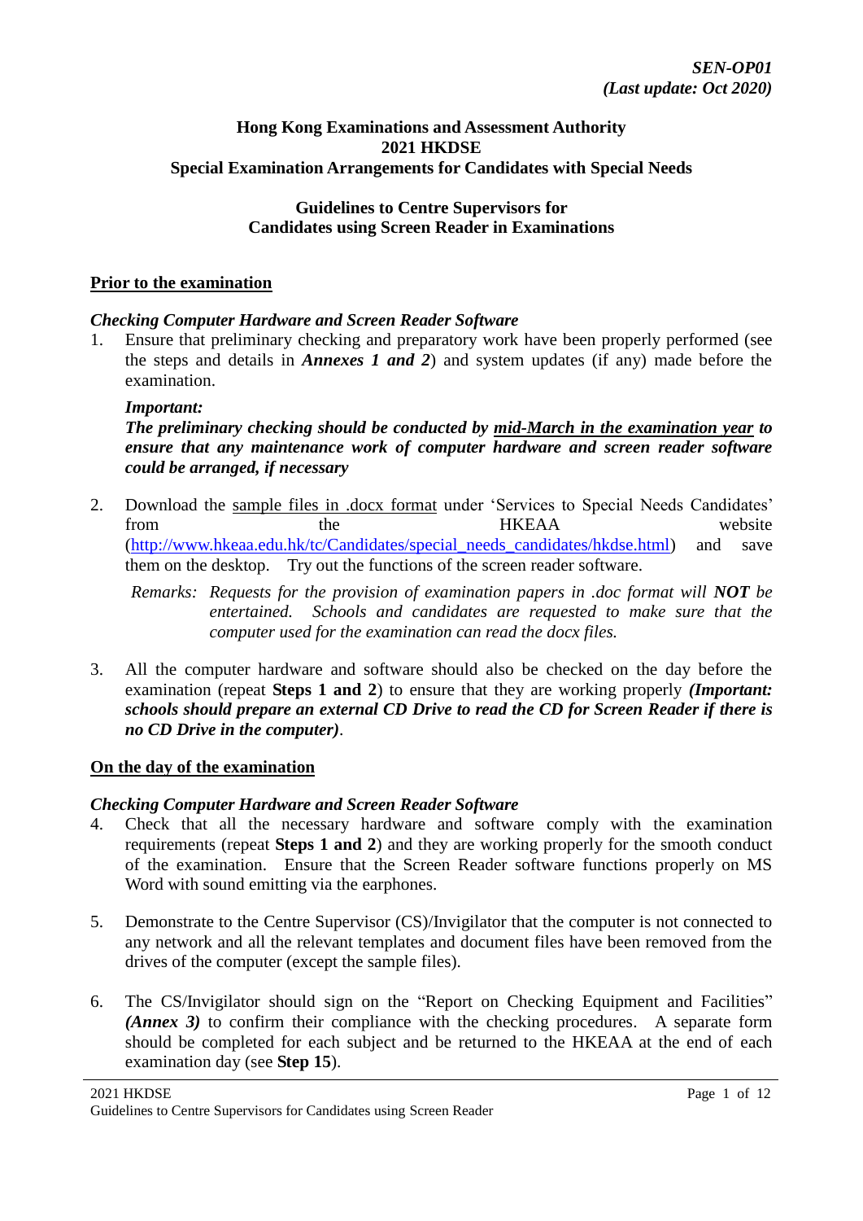***SEN-OP01***
***(Last update: Oct 2020)***

**Hong Kong Examinations and Assessment Authority**
**2021 HKDSE**
**Special Examination Arrangements for Candidates with Special Needs**

**Guidelines to Centre Supervisors for**
**Candidates using Screen Reader in Examinations**

## Prior to the examination

### *Checking Computer Hardware and Screen Reader Software*

1. Ensure that preliminary checking and preparatory work have been properly performed (see the steps and details in ***Annexes 1 and 2***) and system updates (if any) made before the examination.

   ***Important:***
   ***The preliminary checking should be conducted by mid-March in the examination year to ensure that any maintenance work of computer hardware and screen reader software could be arranged, if necessary***

2. Download the sample files in .docx format under 'Services to Special Needs Candidates' from the HKEAA website (http://www.hkeaa.edu.hk/tc/Candidates/special_needs_candidates/hkdse.html) and save them on the desktop. Try out the functions of the screen reader software.

   *Remarks: Requests for the provision of examination papers in .doc format will **NOT** be entertained. Schools and candidates are requested to make sure that the computer used for the examination can read the docx files.*

3. All the computer hardware and software should also be checked on the day before the examination (repeat **Steps 1 and 2**) to ensure that they are working properly ***(Important: schools should prepare an external CD Drive to read the CD for Screen Reader if there is no CD Drive in the computer)***.

## On the day of the examination

### *Checking Computer Hardware and Screen Reader Software*

4. Check that all the necessary hardware and software comply with the examination requirements (repeat **Steps 1 and 2**) and they are working properly for the smooth conduct of the examination. Ensure that the Screen Reader software functions properly on MS Word with sound emitting via the earphones.

5. Demonstrate to the Centre Supervisor (CS)/Invigilator that the computer is not connected to any network and all the relevant templates and document files have been removed from the drives of the computer (except the sample files).

6. The CS/Invigilator should sign on the "Report on Checking Equipment and Facilities" ***(Annex 3)*** to confirm their compliance with the checking procedures. A separate form should be completed for each subject and be returned to the HKEAA at the end of each examination day (see **Step 15**).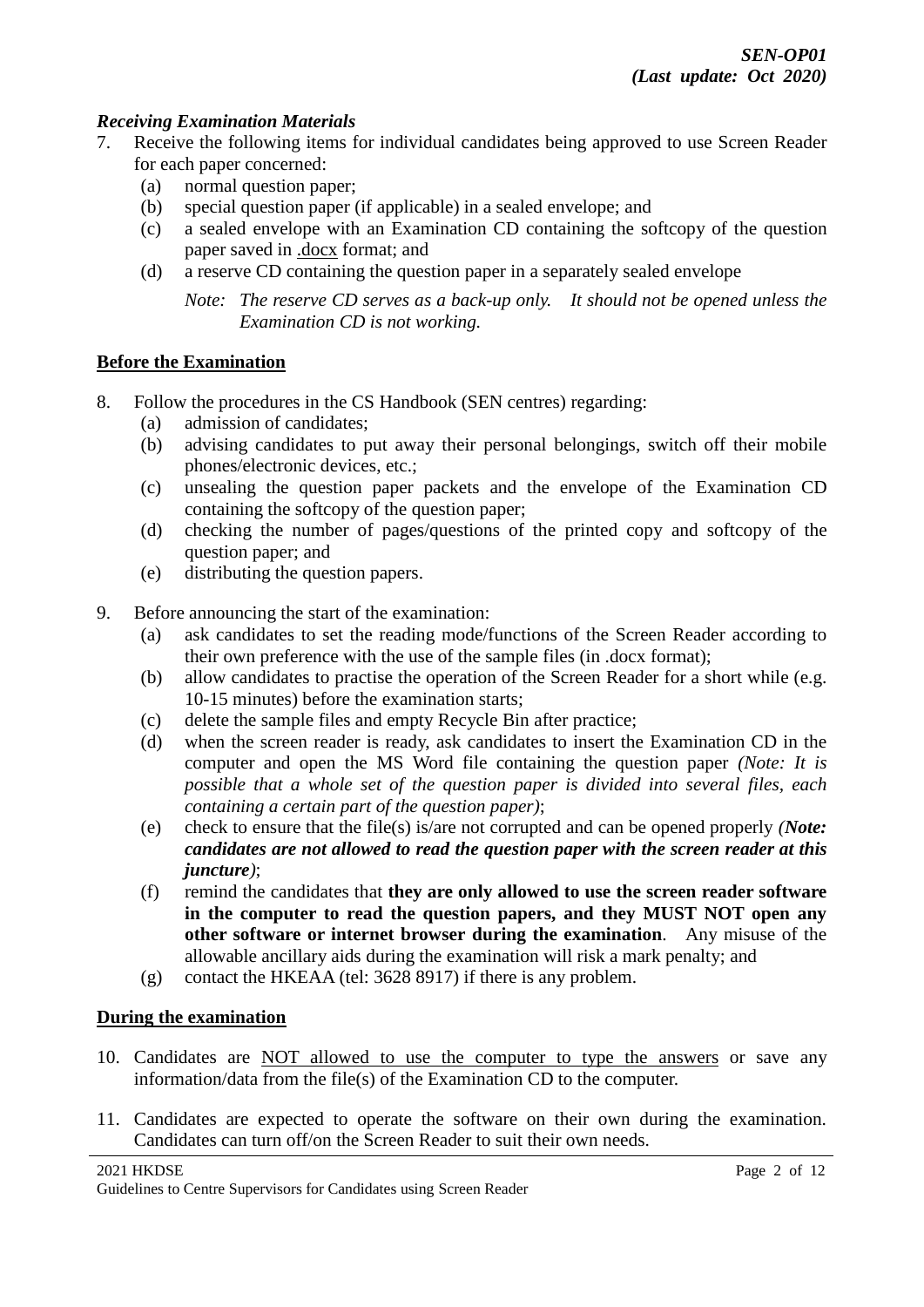### *Receiving Examination Materials*

7. Receive the following items for individual candidates being approved to use Screen Reader for each paper concerned:
   (a) normal question paper;
   (b) special question paper (if applicable) in a sealed envelope; and
   (c) a sealed envelope with an Examination CD containing the softcopy of the question paper saved in <u>.docx</u> format; and
   (d) a reserve CD containing the question paper in a separately sealed envelope

   *Note: The reserve CD serves as a back-up only. It should not be opened unless the Examination CD is not working.*

## <u>**Before the Examination**</u>

8. Follow the procedures in the CS Handbook (SEN centres) regarding:
   (a) admission of candidates;
   (b) advising candidates to put away their personal belongings, switch off their mobile phones/electronic devices, etc.;
   (c) unsealing the question paper packets and the envelope of the Examination CD containing the softcopy of the question paper;
   (d) checking the number of pages/questions of the printed copy and softcopy of the question paper; and
   (e) distributing the question papers.

9. Before announcing the start of the examination:
   (a) ask candidates to set the reading mode/functions of the Screen Reader according to their own preference with the use of the sample files (in .docx format);
   (b) allow candidates to practise the operation of the Screen Reader for a short while (e.g. 10-15 minutes) before the examination starts;
   (c) delete the sample files and empty Recycle Bin after practice;
   (d) when the screen reader is ready, ask candidates to insert the Examination CD in the computer and open the MS Word file containing the question paper *(Note: It is possible that a whole set of the question paper is divided into several files, each containing a certain part of the question paper)*;
   (e) check to ensure that the file(s) is/are not corrupted and can be opened properly *(**Note: candidates are not allowed to read the question paper with the screen reader at this juncture**)*;
   (f) remind the candidates that **they are only allowed to use the screen reader software in the computer to read the question papers, and they MUST NOT open any other software or internet browser during the examination**. Any misuse of the allowable ancillary aids during the examination will risk a mark penalty; and
   (g) contact the HKEAA (tel: 3628 8917) if there is any problem.

## <u>**During the examination**</u>

10. Candidates are <u>NOT allowed to use the computer to type the answers</u> or save any information/data from the file(s) of the Examination CD to the computer.

11. Candidates are expected to operate the software on their own during the examination. Candidates can turn off/on the Screen Reader to suit their own needs.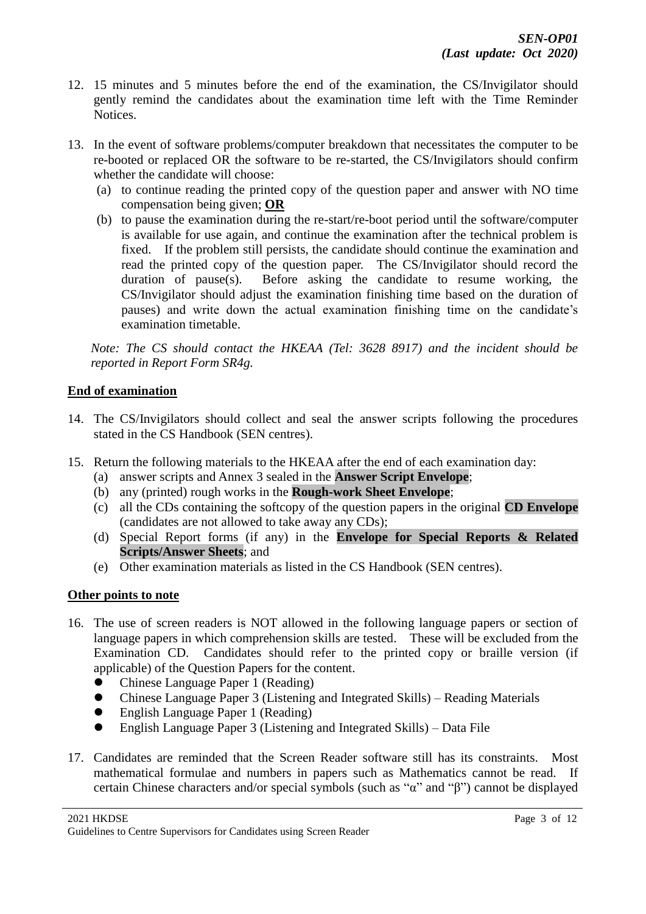12. 15 minutes and 5 minutes before the end of the examination, the CS/Invigilator should gently remind the candidates about the examination time left with the Time Reminder Notices.

13. In the event of software problems/computer breakdown that necessitates the computer to be re-booted or replaced OR the software to be re-started, the CS/Invigilators should confirm whether the candidate will choose:
    (a) to continue reading the printed copy of the question paper and answer with NO time compensation being given; **OR**
    (b) to pause the examination during the re-start/re-boot period until the software/computer is available for use again, and continue the examination after the technical problem is fixed. If the problem still persists, the candidate should continue the examination and read the printed copy of the question paper. The CS/Invigilator should record the duration of pause(s). Before asking the candidate to resume working, the CS/Invigilator should adjust the examination finishing time based on the duration of pauses) and write down the actual examination finishing time on the candidate's examination timetable.

    *Note: The CS should contact the HKEAA (Tel: 3628 8917) and the incident should be reported in Report Form SR4g.*

**End of examination**

14. The CS/Invigilators should collect and seal the answer scripts following the procedures stated in the CS Handbook (SEN centres).

15. Return the following materials to the HKEAA after the end of each examination day:
    (a) answer scripts and Annex 3 sealed in the **Answer Script Envelope**;
    (b) any (printed) rough works in the **Rough-work Sheet Envelope**;
    (c) all the CDs containing the softcopy of the question papers in the original **CD Envelope** (candidates are not allowed to take away any CDs);
    (d) Special Report forms (if any) in the **Envelope for Special Reports & Related Scripts/Answer Sheets**; and
    (e) Other examination materials as listed in the CS Handbook (SEN centres).

**Other points to note**

16. The use of screen readers is NOT allowed in the following language papers or section of language papers in which comprehension skills are tested. These will be excluded from the Examination CD. Candidates should refer to the printed copy or braille version (if applicable) of the Question Papers for the content.
    - Chinese Language Paper 1 (Reading)
    - Chinese Language Paper 3 (Listening and Integrated Skills) – Reading Materials
    - English Language Paper 1 (Reading)
    - English Language Paper 3 (Listening and Integrated Skills) – Data File

17. Candidates are reminded that the Screen Reader software still has its constraints. Most mathematical formulae and numbers in papers such as Mathematics cannot be read. If certain Chinese characters and/or special symbols (such as "α" and "β") cannot be displayed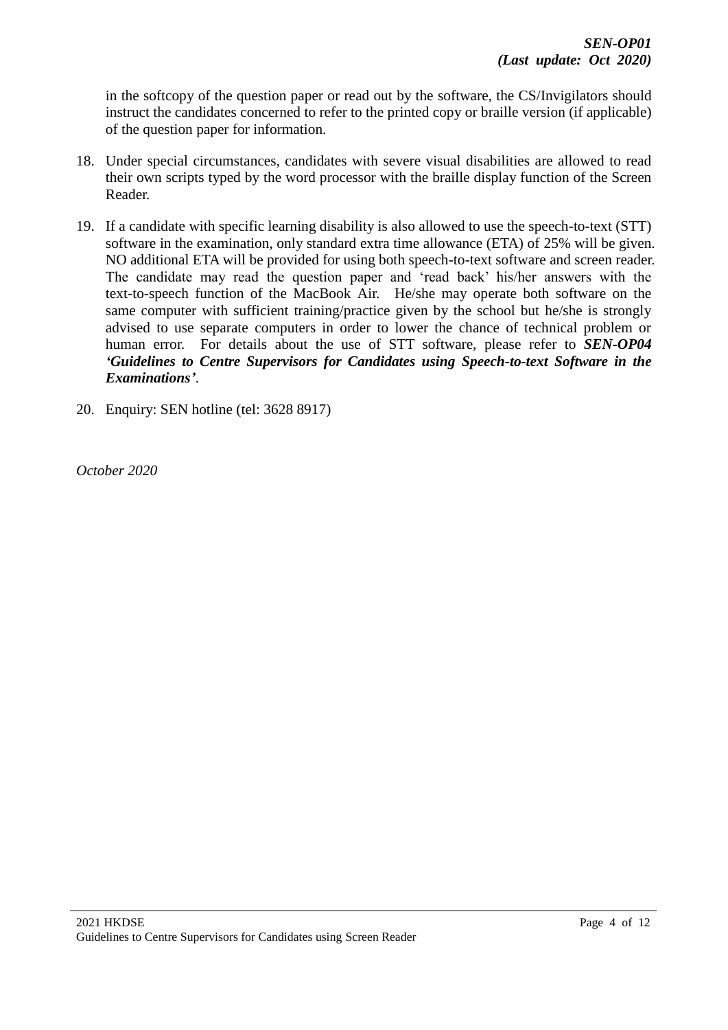in the softcopy of the question paper or read out by the software, the CS/Invigilators should instruct the candidates concerned to refer to the printed copy or braille version (if applicable) of the question paper for information.

18. Under special circumstances, candidates with severe visual disabilities are allowed to read their own scripts typed by the word processor with the braille display function of the Screen Reader.

19. If a candidate with specific learning disability is also allowed to use the speech-to-text (STT) software in the examination, only standard extra time allowance (ETA) of 25% will be given. NO additional ETA will be provided for using both speech-to-text software and screen reader. The candidate may read the question paper and 'read back' his/her answers with the text-to-speech function of the MacBook Air. He/she may operate both software on the same computer with sufficient training/practice given by the school but he/she is strongly advised to use separate computers in order to lower the chance of technical problem or human error. For details about the use of STT software, please refer to ***SEN-OP04 'Guidelines to Centre Supervisors for Candidates using Speech-to-text Software in the Examinations'***.

20. Enquiry: SEN hotline (tel: 3628 8917)

*October 2020*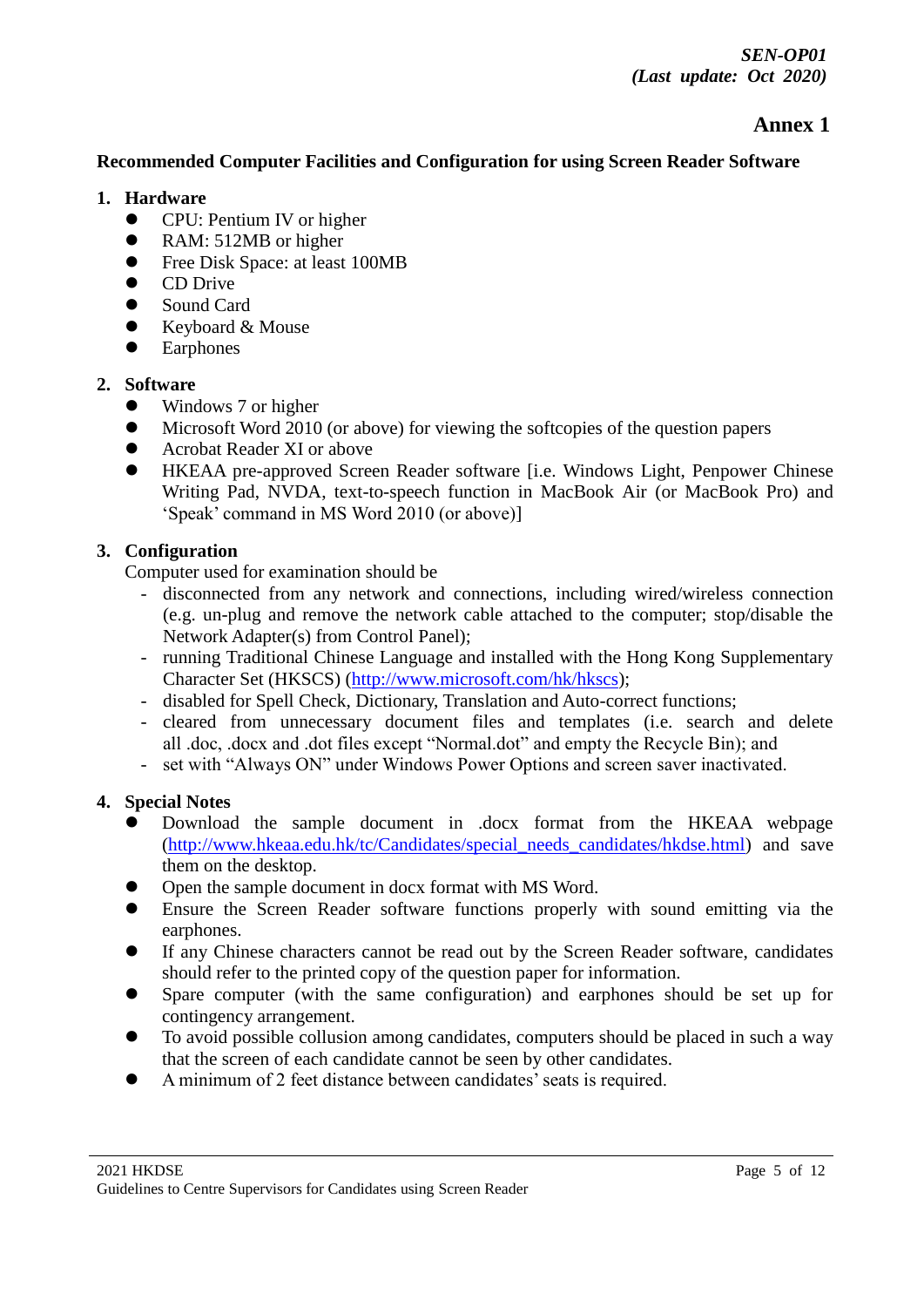*SEN-OP01*
*(Last update: Oct 2020)*

# Annex 1

**Recommended Computer Facilities and Configuration for using Screen Reader Software**

## 1. Hardware

- CPU: Pentium IV or higher
- RAM: 512MB or higher
- Free Disk Space: at least 100MB
- CD Drive
- Sound Card
- Keyboard & Mouse
- Earphones

## 2. Software

- Windows 7 or higher
- Microsoft Word 2010 (or above) for viewing the softcopies of the question papers
- Acrobat Reader XI or above
- HKEAA pre-approved Screen Reader software [i.e. Windows Light, Penpower Chinese Writing Pad, NVDA, text-to-speech function in MacBook Air (or MacBook Pro) and 'Speak' command in MS Word 2010 (or above)]

## 3. Configuration

Computer used for examination should be

- disconnected from any network and connections, including wired/wireless connection (e.g. un-plug and remove the network cable attached to the computer; stop/disable the Network Adapter(s) from Control Panel);
- running Traditional Chinese Language and installed with the Hong Kong Supplementary Character Set (HKSCS) (http://www.microsoft.com/hk/hkscs);
- disabled for Spell Check, Dictionary, Translation and Auto-correct functions;
- cleared from unnecessary document files and templates (i.e. search and delete all .doc, .docx and .dot files except "Normal.dot" and empty the Recycle Bin); and
- set with "Always ON" under Windows Power Options and screen saver inactivated.

## 4. Special Notes

- Download the sample document in .docx format from the HKEAA webpage (http://www.hkeaa.edu.hk/tc/Candidates/special_needs_candidates/hkdse.html) and save them on the desktop.
- Open the sample document in docx format with MS Word.
- Ensure the Screen Reader software functions properly with sound emitting via the earphones.
- If any Chinese characters cannot be read out by the Screen Reader software, candidates should refer to the printed copy of the question paper for information.
- Spare computer (with the same configuration) and earphones should be set up for contingency arrangement.
- To avoid possible collusion among candidates, computers should be placed in such a way that the screen of each candidate cannot be seen by other candidates.
- A minimum of 2 feet distance between candidates' seats is required.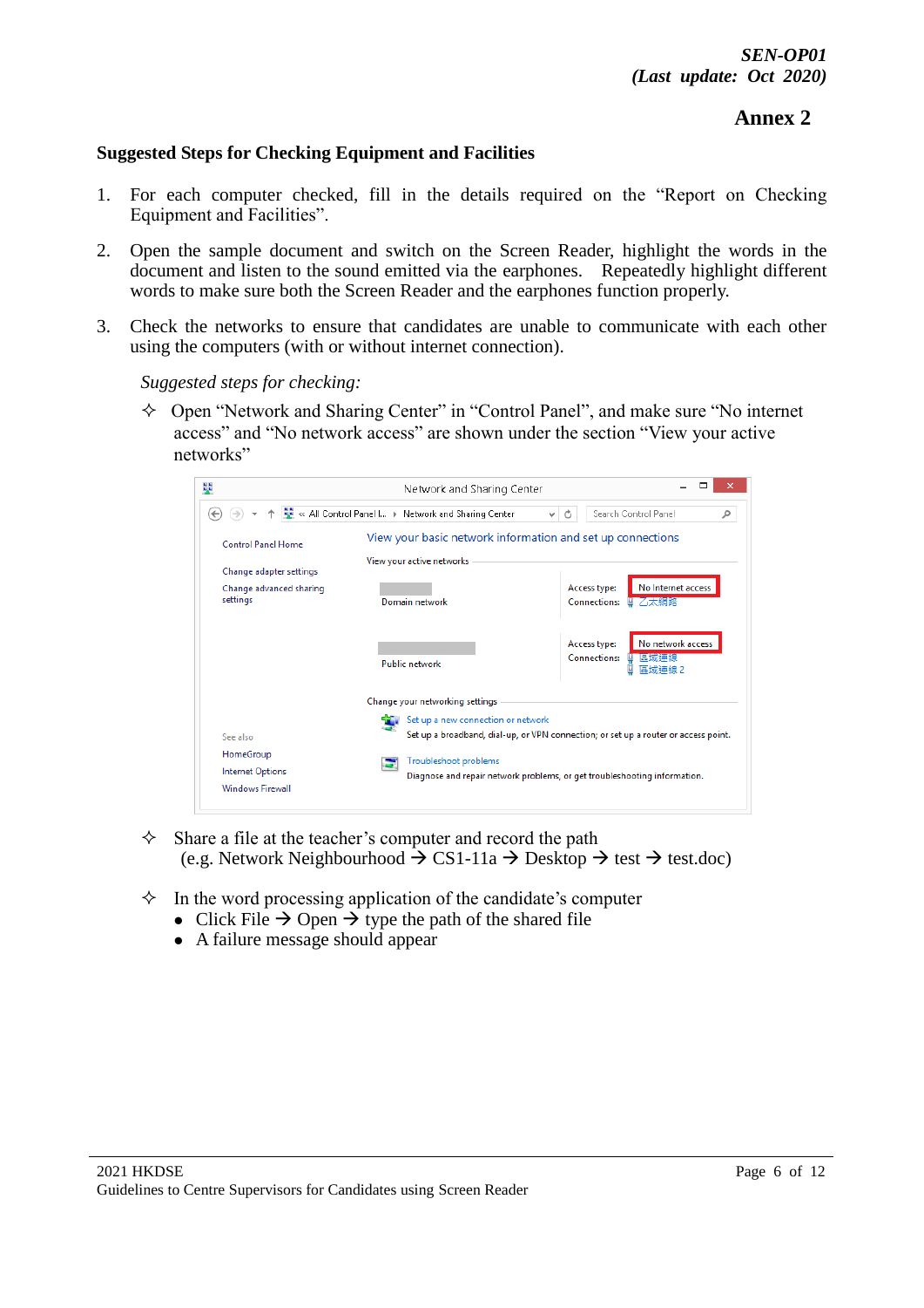## Annex 2

### Suggested Steps for Checking Equipment and Facilities

1. For each computer checked, fill in the details required on the "Report on Checking Equipment and Facilities".

2. Open the sample document and switch on the Screen Reader, highlight the words in the document and listen to the sound emitted via the earphones. Repeatedly highlight different words to make sure both the Screen Reader and the earphones function properly.

3. Check the networks to ensure that candidates are unable to communicate with each other using the computers (with or without internet connection).

   *Suggested steps for checking:*

   ✧ Open "Network and Sharing Center" in "Control Panel", and make sure "No internet access" and "No network access" are shown under the section "View your active networks"

   ✧ Share a file at the teacher's computer and record the path (e.g. Network Neighbourhood → CS1-11a → Desktop → test → test.doc)

   ✧ In the word processing application of the candidate's computer
   - Click File → Open → type the path of the shared file
   - A failure message should appear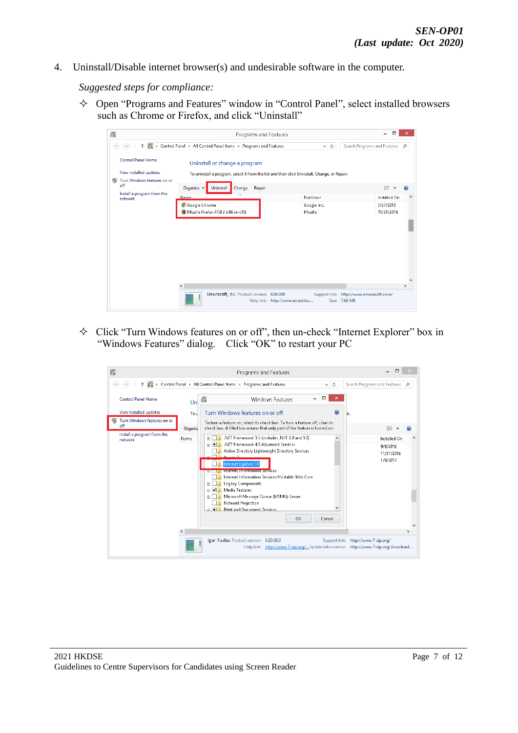4. Uninstall/Disable internet browser(s) and undesirable software in the computer.

   *Suggested steps for compliance:*

   ✧ Open “Programs and Features” window in “Control Panel”, select installed browsers such as Chrome or Firefox, and click “Uninstall”

   ✧ Click “Turn Windows features on or off”, then un-check “Internet Explorer” box in “Windows Features” dialog. Click “OK” to restart your PC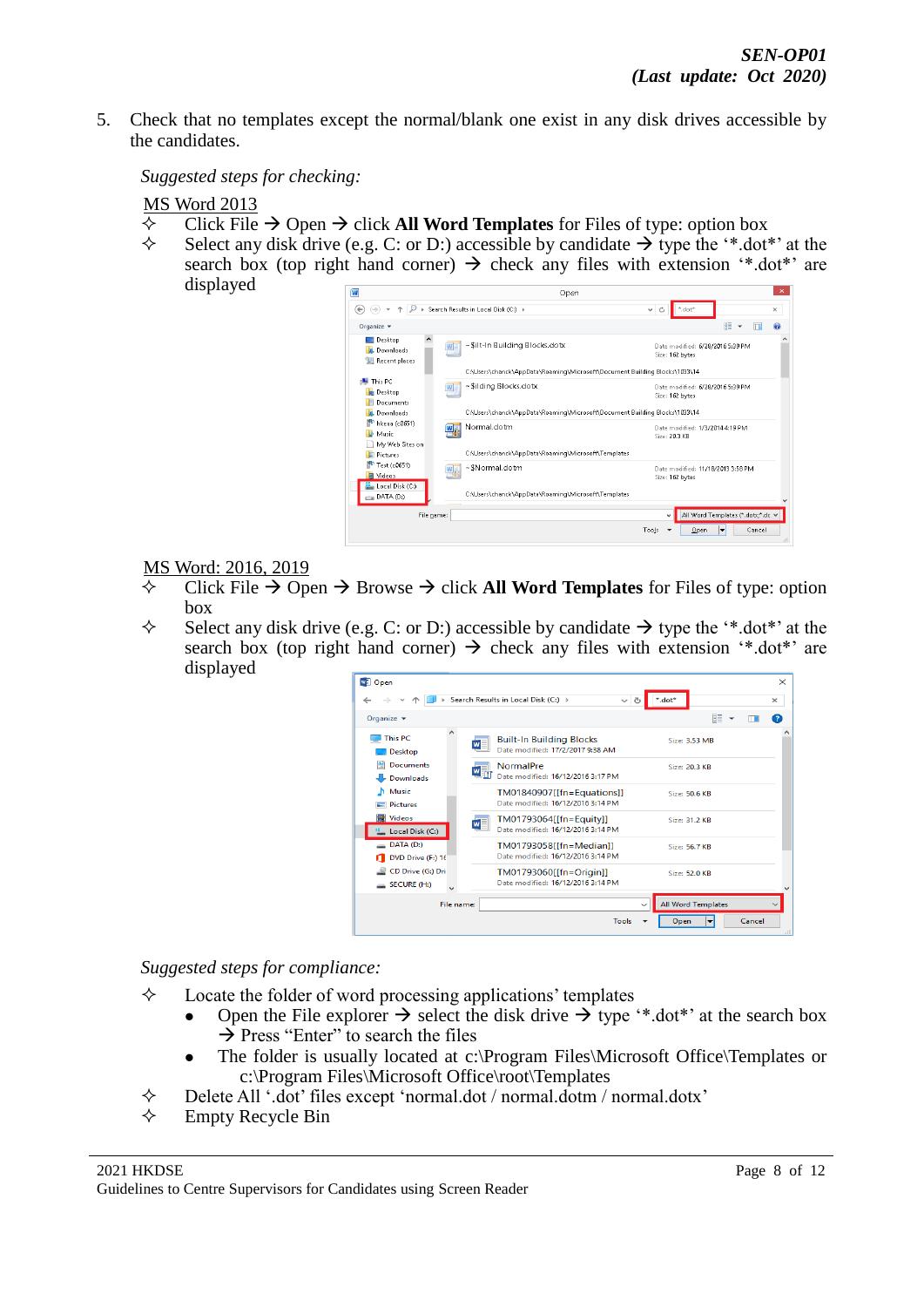5. Check that no templates except the normal/blank one exist in any disk drives accessible by the candidates.

*Suggested steps for checking:*

MS Word 2013

- ✧ Click File → Open → click **All Word Templates** for Files of type: option box
- ✧ Select any disk drive (e.g. C: or D:) accessible by candidate → type the '*.dot*' at the search box (top right hand corner) → check any files with extension '*.dot*' are displayed

MS Word: 2016, 2019

- ✧ Click File → Open → Browse → click **All Word Templates** for Files of type: option box
- ✧ Select any disk drive (e.g. C: or D:) accessible by candidate → type the '*.dot*' at the search box (top right hand corner) → check any files with extension '*.dot*' are displayed

*Suggested steps for compliance:*

- ✧ Locate the folder of word processing applications' templates
  - Open the File explorer → select the disk drive → type '*.dot*' at the search box → Press "Enter" to search the files
  - The folder is usually located at c:\Program Files\Microsoft Office\Templates or c:\Program Files\Microsoft Office\root\Templates
- ✧ Delete All '.dot' files except 'normal.dot / normal.dotm / normal.dotx'
- ✧ Empty Recycle Bin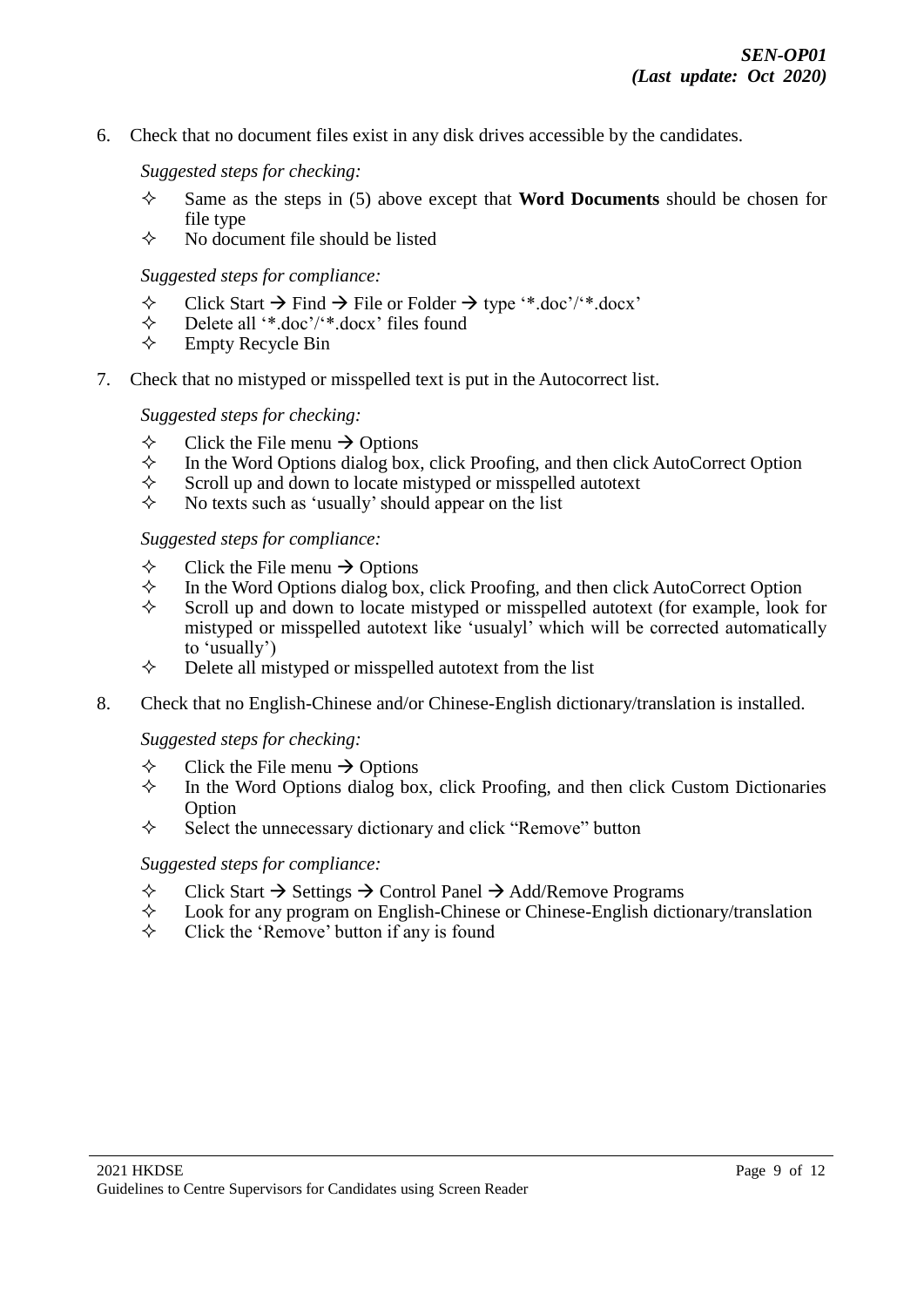6. Check that no document files exist in any disk drives accessible by the candidates.

   *Suggested steps for checking:*

   - Same as the steps in (5) above except that **Word Documents** should be chosen for file type
   - No document file should be listed

   *Suggested steps for compliance:*

   - Click Start → Find → File or Folder → type '*.doc'/'*.docx'
   - Delete all '*.doc'/'*.docx' files found
   - Empty Recycle Bin

7. Check that no mistyped or misspelled text is put in the Autocorrect list.

   *Suggested steps for checking:*

   - Click the File menu → Options
   - In the Word Options dialog box, click Proofing, and then click AutoCorrect Option
   - Scroll up and down to locate mistyped or misspelled autotext
   - No texts such as 'usually' should appear on the list

   *Suggested steps for compliance:*

   - Click the File menu → Options
   - In the Word Options dialog box, click Proofing, and then click AutoCorrect Option
   - Scroll up and down to locate mistyped or misspelled autotext (for example, look for mistyped or misspelled autotext like 'usualyl' which will be corrected automatically to 'usually')
   - Delete all mistyped or misspelled autotext from the list

8. Check that no English-Chinese and/or Chinese-English dictionary/translation is installed.

   *Suggested steps for checking:*

   - Click the File menu → Options
   - In the Word Options dialog box, click Proofing, and then click Custom Dictionaries Option
   - Select the unnecessary dictionary and click "Remove" button

   *Suggested steps for compliance:*

   - Click Start → Settings → Control Panel → Add/Remove Programs
   - Look for any program on English-Chinese or Chinese-English dictionary/translation
   - Click the 'Remove' button if any is found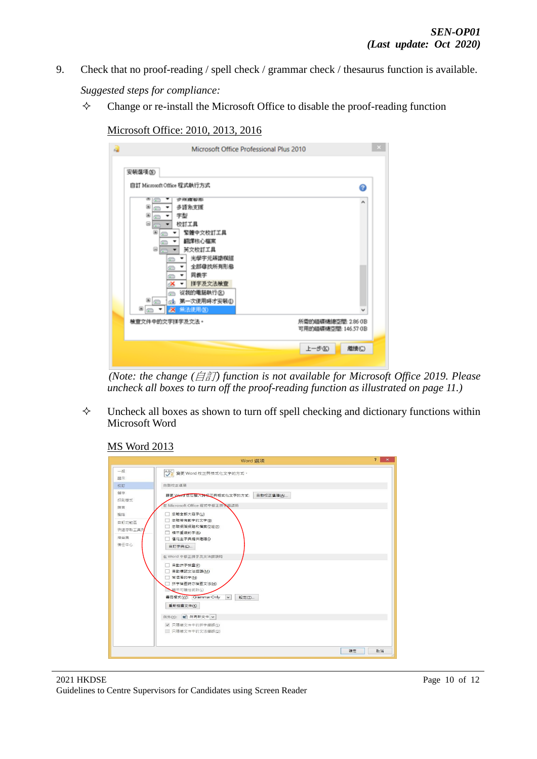9. Check that no proof-reading / spell check / grammar check / thesaurus function is available.

   *Suggested steps for compliance:*

   ✧ Change or re-install the Microsoft Office to disable the proof-reading function

   Microsoft Office: 2010, 2013, 2016

   *(Note: the change (自訂) function is not available for Microsoft Office 2019. Please uncheck all boxes to turn off the proof-reading function as illustrated on page 11.)*

   ✧ Uncheck all boxes as shown to turn off spell checking and dictionary functions within Microsoft Word

   MS Word 2013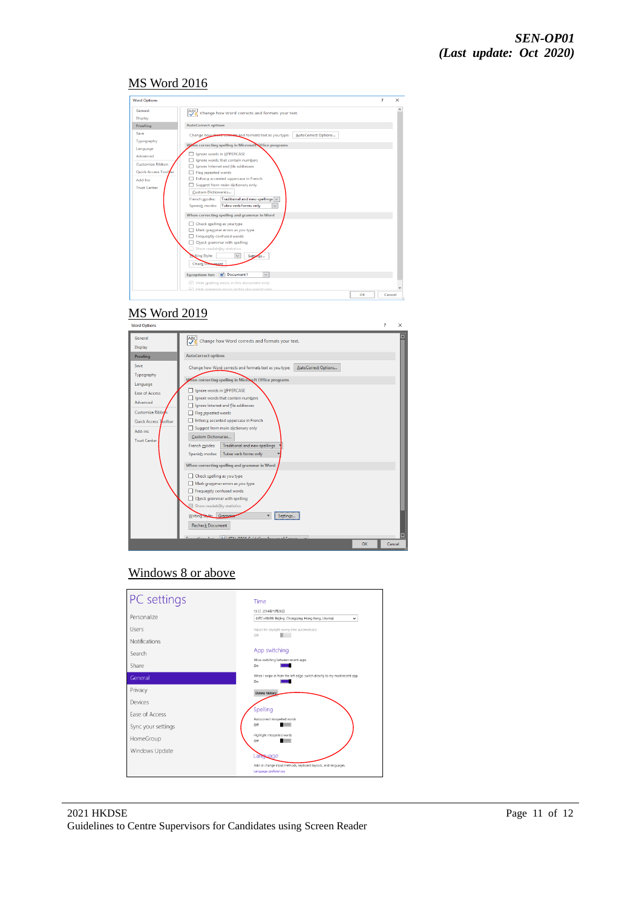## MS Word 2016

## MS Word 2019

## Windows 8 or above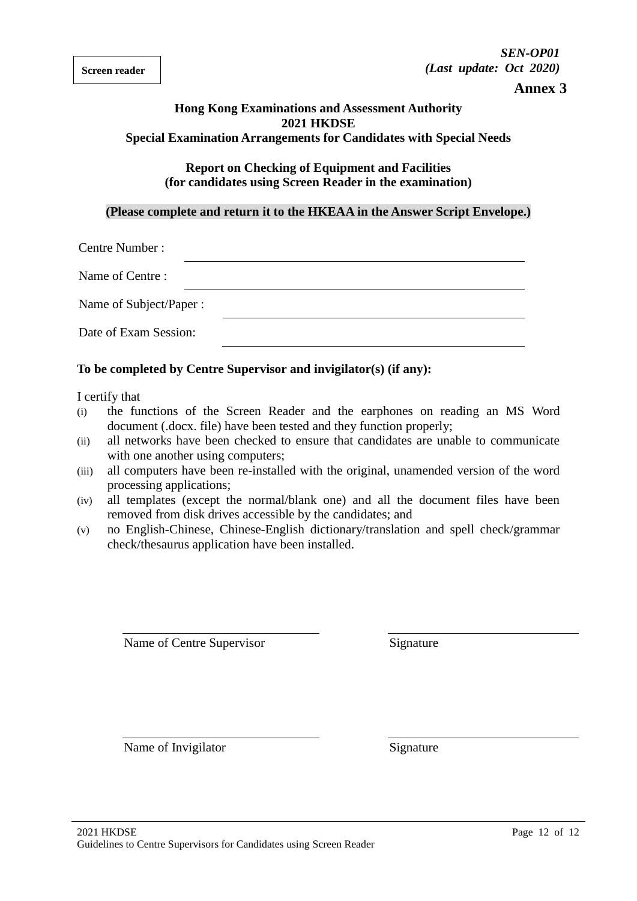Screen reader

*SEN-OP01*
*(Last update: Oct 2020)*

**Annex 3**

**Hong Kong Examinations and Assessment Authority**
**2021 HKDSE**
**Special Examination Arrangements for Candidates with Special Needs**

**Report on Checking of Equipment and Facilities**
**(for candidates using Screen Reader in the examination)**

**(Please complete and return it to the HKEAA in the Answer Script Envelope.)**

Centre Number : \_\_\_\_\_\_\_\_\_\_\_\_\_\_\_\_\_\_\_\_\_\_\_\_\_\_\_\_\_\_\_\_

Name of Centre : \_\_\_\_\_\_\_\_\_\_\_\_\_\_\_\_\_\_\_\_\_\_\_\_\_\_\_\_\_\_\_\_

Name of Subject/Paper : \_\_\_\_\_\_\_\_\_\_\_\_\_\_\_\_\_\_\_\_\_\_\_\_\_\_\_\_

Date of Exam Session: \_\_\_\_\_\_\_\_\_\_\_\_\_\_\_\_\_\_\_\_\_\_\_\_\_\_\_\_

**To be completed by Centre Supervisor and invigilator(s) (if any):**

I certify that

(i) the functions of the Screen Reader and the earphones on reading an MS Word document (.docx. file) have been tested and they function properly;
(ii) all networks have been checked to ensure that candidates are unable to communicate with one another using computers;
(iii) all computers have been re-installed with the original, unamended version of the word processing applications;
(iv) all templates (except the normal/blank one) and all the document files have been removed from disk drives accessible by the candidates; and
(v) no English-Chinese, Chinese-English dictionary/translation and spell check/grammar check/thesaurus application have been installed.

\_\_\_\_\_\_\_\_\_\_\_\_\_\_\_\_\_\_\_\_\_\_\_\_\_\_\_\_ \_\_\_\_\_\_\_\_\_\_\_\_\_\_\_\_\_\_\_\_\_\_\_\_\_\_\_\_
Name of Centre Supervisor Signature

\_\_\_\_\_\_\_\_\_\_\_\_\_\_\_\_\_\_\_\_\_\_\_\_\_\_\_\_ \_\_\_\_\_\_\_\_\_\_\_\_\_\_\_\_\_\_\_\_\_\_\_\_\_\_\_\_
Name of Invigilator Signature